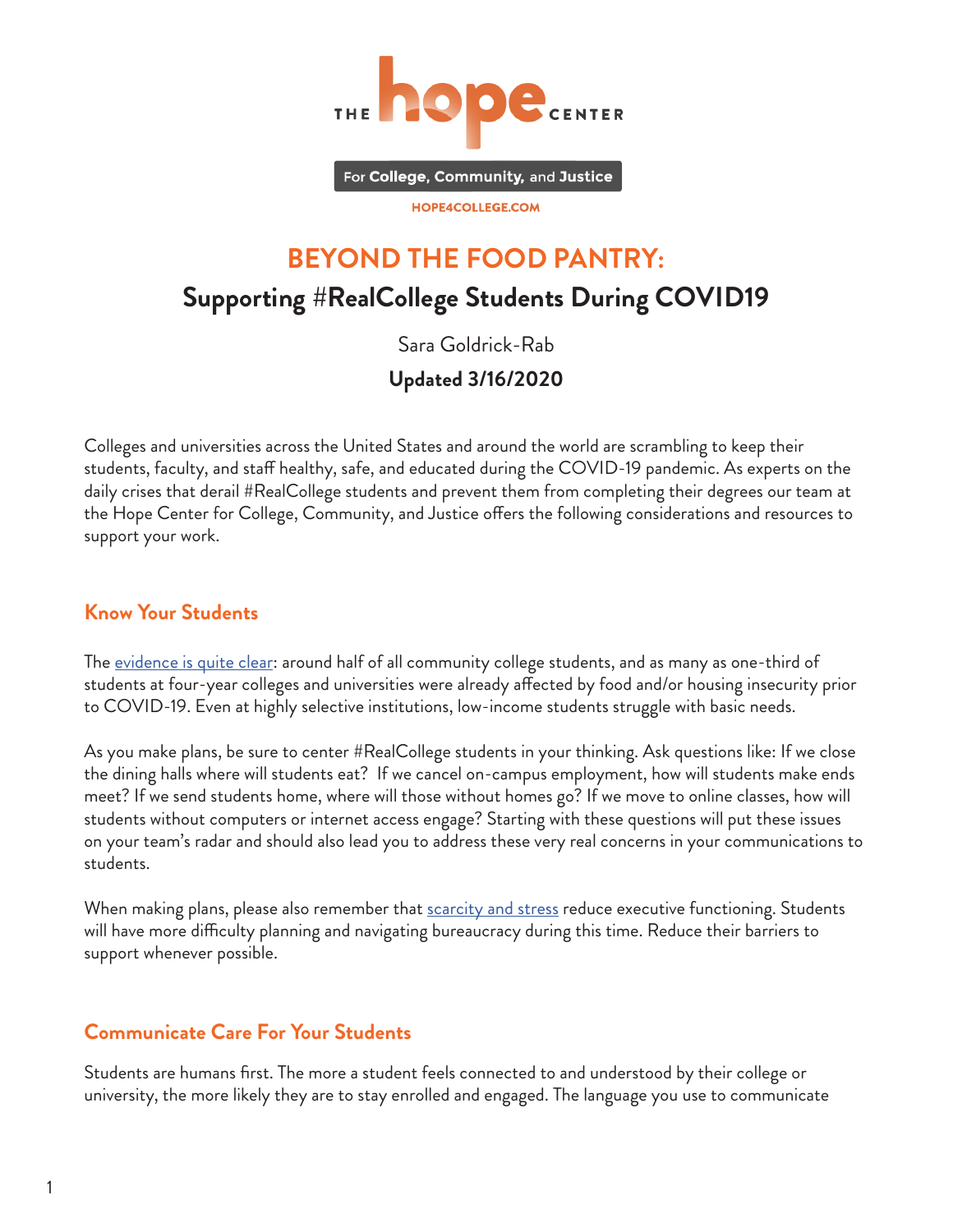THE hope CENTER

For **College, Community,** and **Justice**

HOPE4COLLEGE.COM

# BEYOND THE FOOD PANTRY:

## Supporting #RealCollege Students During COVID19

Sara Goldrick-Rab

**Updated 3/16/2020**

Colleges and universities across the United States and around the world are scrambling to keep their students, faculty, and staff healthy, safe, and educated during the COVID-19 pandemic. As experts on the daily crises that derail #RealCollege students and prevent them from completing their degrees our team at the Hope Center for College, Community, and Justice offers the following considerations and resources to support your work.

### Know Your Students

The evidence is quite clear: around half of all community college students, and as many as one-third of students at four-year colleges and universities were already affected by food and/or housing insecurity prior to COVID-19. Even at highly selective institutions, low-income students struggle with basic needs.

As you make plans, be sure to center #RealCollege students in your thinking. Ask questions like: If we close the dining halls where will students eat? If we cancel on-campus employment, how will students make ends meet? If we send students home, where will those without homes go? If we move to online classes, how will students without computers or internet access engage? Starting with these questions will put these issues on your team's radar and should also lead you to address these very real concerns in your communications to students.

When making plans, please also remember that scarcity and stress reduce executive functioning. Students will have more difficulty planning and navigating bureaucracy during this time. Reduce their barriers to support whenever possible.

### Communicate Care For Your Students

Students are humans first. The more a student feels connected to and understood by their college or university, the more likely they are to stay enrolled and engaged. The language you use to communicate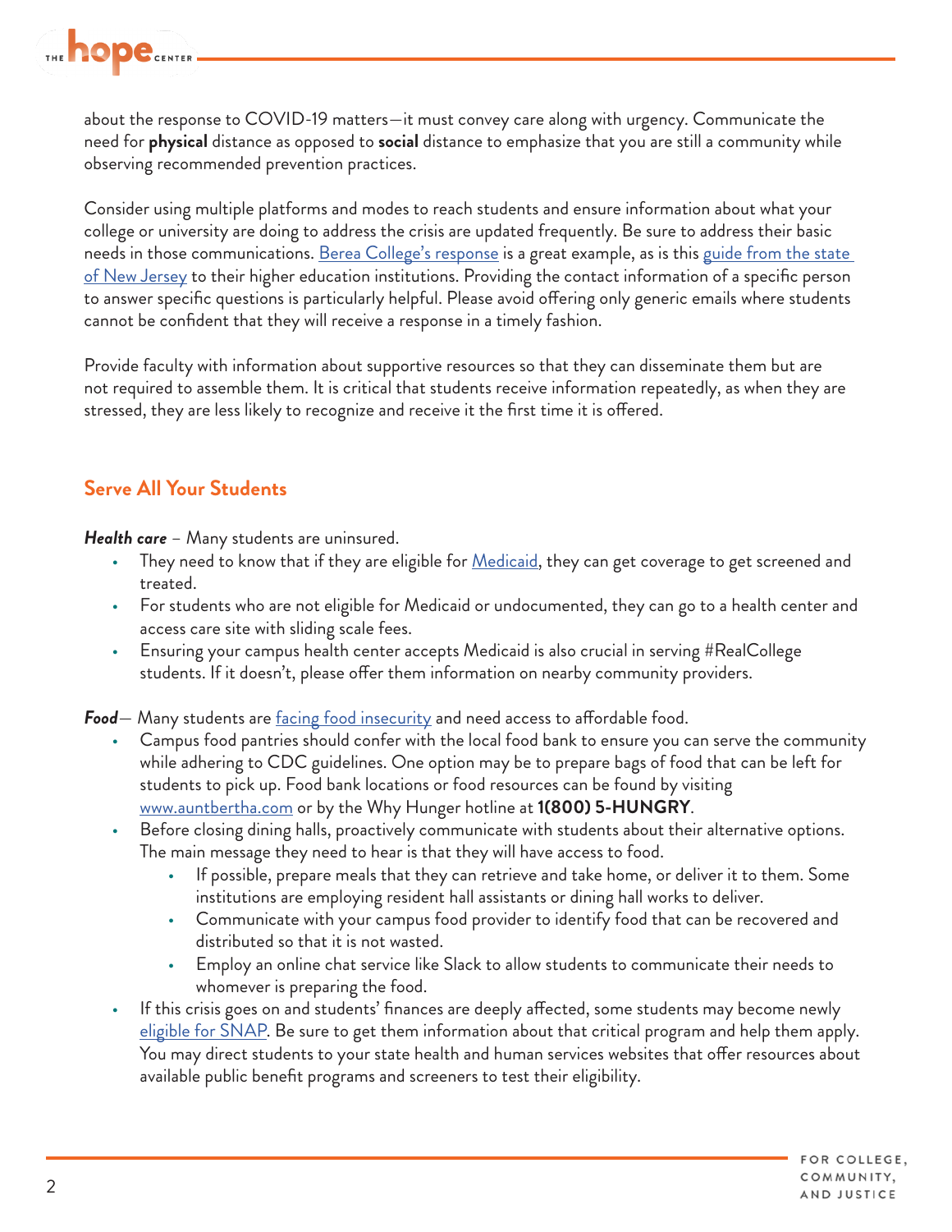about the response to COVID-19 matters—it must convey care along with urgency. Communicate the need for **physical** distance as opposed to **social** distance to emphasize that you are still a community while observing recommended prevention practices.

Consider using multiple platforms and modes to reach students and ensure information about what your college or university are doing to address the crisis are updated frequently. Be sure to address their basic needs in those communications. Berea College's response is a great example, as is this guide from the state of New Jersey to their higher education institutions. Providing the contact information of a specific person to answer specific questions is particularly helpful. Please avoid offering only generic emails where students cannot be confident that they will receive a response in a timely fashion.

Provide faculty with information about supportive resources so that they can disseminate them but are not required to assemble them. It is critical that students receive information repeatedly, as when they are stressed, they are less likely to recognize and receive it the first time it is offered.

## Serve All Your Students

***Health care*** – Many students are uninsured.

- They need to know that if they are eligible for Medicaid, they can get coverage to get screened and treated.
- For students who are not eligible for Medicaid or undocumented, they can go to a health center and access care site with sliding scale fees.
- Ensuring your campus health center accepts Medicaid is also crucial in serving #RealCollege students. If it doesn't, please offer them information on nearby community providers.

***Food***— Many students are facing food insecurity and need access to affordable food.

- Campus food pantries should confer with the local food bank to ensure you can serve the community while adhering to CDC guidelines. One option may be to prepare bags of food that can be left for students to pick up. Food bank locations or food resources can be found by visiting www.auntbertha.com or by the Why Hunger hotline at **1(800) 5-HUNGRY**.
- Before closing dining halls, proactively communicate with students about their alternative options. The main message they need to hear is that they will have access to food.
    - If possible, prepare meals that they can retrieve and take home, or deliver it to them. Some institutions are employing resident hall assistants or dining hall works to deliver.
    - Communicate with your campus food provider to identify food that can be recovered and distributed so that it is not wasted.
    - Employ an online chat service like Slack to allow students to communicate their needs to whomever is preparing the food.
- If this crisis goes on and students' finances are deeply affected, some students may become newly eligible for SNAP. Be sure to get them information about that critical program and help them apply. You may direct students to your state health and human services websites that offer resources about available public benefit programs and screeners to test their eligibility.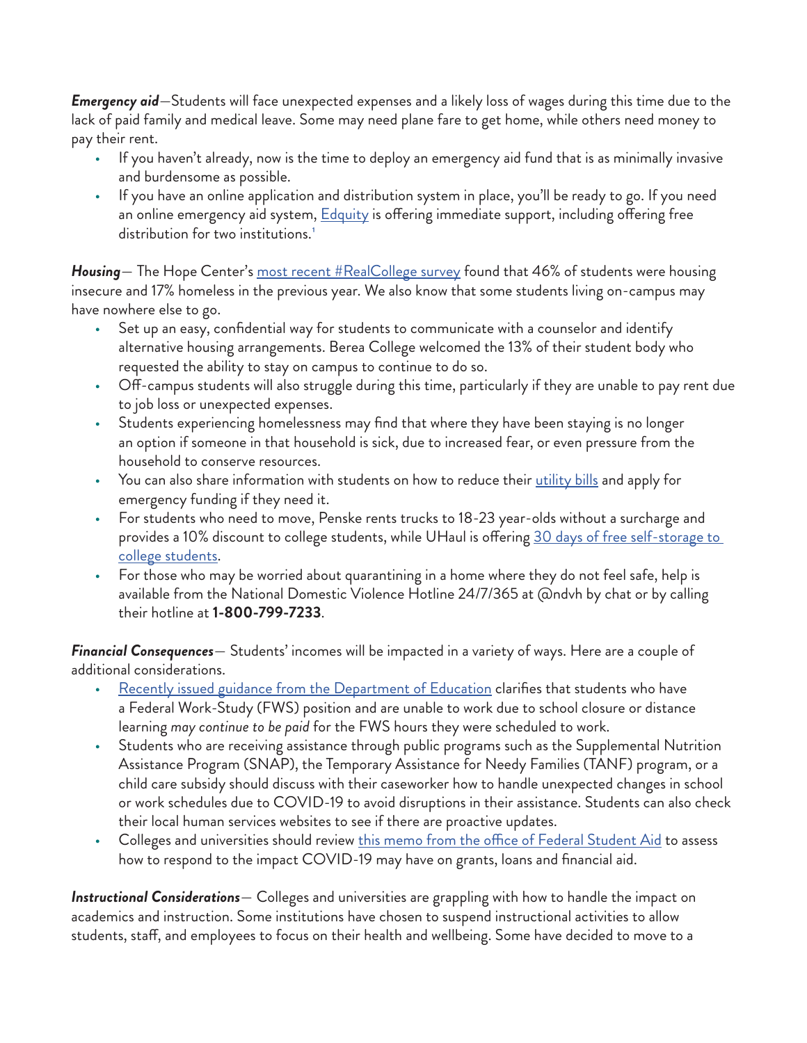***Emergency aid***—Students will face unexpected expenses and a likely loss of wages during this time due to the lack of paid family and medical leave. Some may need plane fare to get home, while others need money to pay their rent.

- If you haven't already, now is the time to deploy an emergency aid fund that is as minimally invasive and burdensome as possible.
- If you have an online application and distribution system in place, you'll be ready to go. If you need an online emergency aid system, Edquity is offering immediate support, including offering free distribution for two institutions.[1]

***Housing***— The Hope Center's most recent #RealCollege survey found that 46% of students were housing insecure and 17% homeless in the previous year. We also know that some students living on-campus may have nowhere else to go.

- Set up an easy, confidential way for students to communicate with a counselor and identify alternative housing arrangements. Berea College welcomed the 13% of their student body who requested the ability to stay on campus to continue to do so.
- Off-campus students will also struggle during this time, particularly if they are unable to pay rent due to job loss or unexpected expenses.
- Students experiencing homelessness may find that where they have been staying is no longer an option if someone in that household is sick, due to increased fear, or even pressure from the household to conserve resources.
- You can also share information with students on how to reduce their utility bills and apply for emergency funding if they need it.
- For students who need to move, Penske rents trucks to 18-23 year-olds without a surcharge and provides a 10% discount to college students, while UHaul is offering 30 days of free self-storage to college students.
- For those who may be worried about quarantining in a home where they do not feel safe, help is available from the National Domestic Violence Hotline 24/7/365 at @ndvh by chat or by calling their hotline at **1-800-799-7233**.

***Financial Consequences***— Students' incomes will be impacted in a variety of ways. Here are a couple of additional considerations.

- Recently issued guidance from the Department of Education clarifies that students who have a Federal Work-Study (FWS) position and are unable to work due to school closure or distance learning *may continue to be paid* for the FWS hours they were scheduled to work.
- Students who are receiving assistance through public programs such as the Supplemental Nutrition Assistance Program (SNAP), the Temporary Assistance for Needy Families (TANF) program, or a child care subsidy should discuss with their caseworker how to handle unexpected changes in school or work schedules due to COVID-19 to avoid disruptions in their assistance. Students can also check their local human services websites to see if there are proactive updates.
- Colleges and universities should review this memo from the office of Federal Student Aid to assess how to respond to the impact COVID-19 may have on grants, loans and financial aid.

***Instructional Considerations***— Colleges and universities are grappling with how to handle the impact on academics and instruction. Some institutions have chosen to suspend instructional activities to allow students, staff, and employees to focus on their health and wellbeing. Some have decided to move to a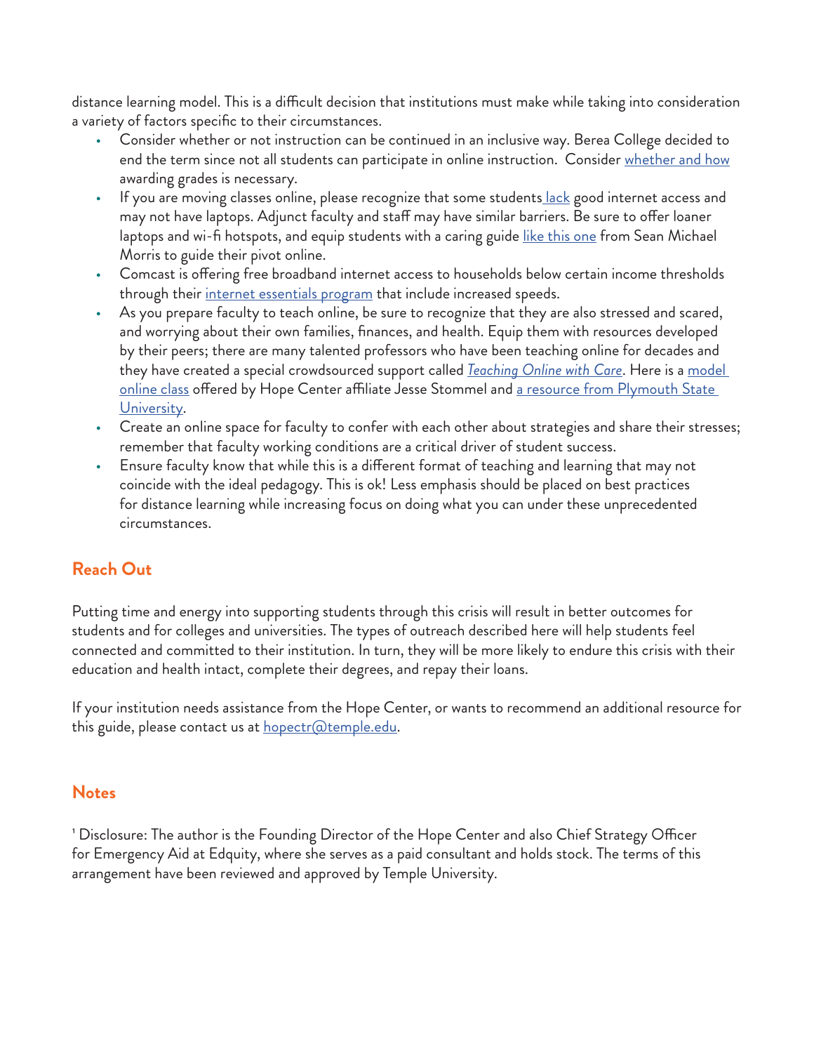distance learning model. This is a difficult decision that institutions must make while taking into consideration a variety of factors specific to their circumstances.

- Consider whether or not instruction can be continued in an inclusive way. Berea College decided to end the term since not all students can participate in online instruction. Consider whether and how awarding grades is necessary.
- If you are moving classes online, please recognize that some students lack good internet access and may not have laptops. Adjunct faculty and staff may have similar barriers. Be sure to offer loaner laptops and wi-fi hotspots, and equip students with a caring guide like this one from Sean Michael Morris to guide their pivot online.
- Comcast is offering free broadband internet access to households below certain income thresholds through their internet essentials program that include increased speeds.
- As you prepare faculty to teach online, be sure to recognize that they are also stressed and scared, and worrying about their own families, finances, and health. Equip them with resources developed by their peers; there are many talented professors who have been teaching online for decades and they have created a special crowdsourced support called *Teaching Online with Care*. Here is a model online class offered by Hope Center affiliate Jesse Stommel and a resource from Plymouth State University.
- Create an online space for faculty to confer with each other about strategies and share their stresses; remember that faculty working conditions are a critical driver of student success.
- Ensure faculty know that while this is a different format of teaching and learning that may not coincide with the ideal pedagogy. This is ok! Less emphasis should be placed on best practices for distance learning while increasing focus on doing what you can under these unprecedented circumstances.

## Reach Out

Putting time and energy into supporting students through this crisis will result in better outcomes for students and for colleges and universities. The types of outreach described here will help students feel connected and committed to their institution. In turn, they will be more likely to endure this crisis with their education and health intact, complete their degrees, and repay their loans.

If your institution needs assistance from the Hope Center, or wants to recommend an additional resource for this guide, please contact us at hopectr@temple.edu.

## Notes

[1] Disclosure: The author is the Founding Director of the Hope Center and also Chief Strategy Officer for Emergency Aid at Edquity, where she serves as a paid consultant and holds stock. The terms of this arrangement have been reviewed and approved by Temple University.